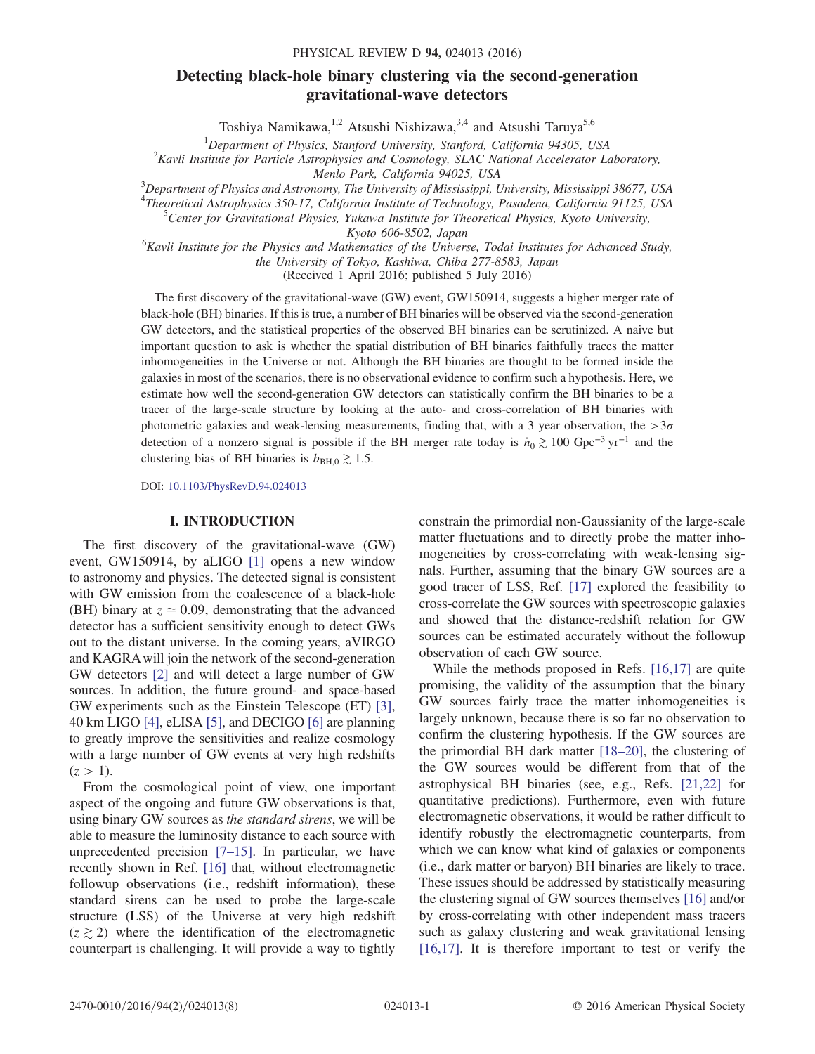# Detecting black-hole binary clustering via the second-generation gravitational-wave detectors

Toshiya Namikawa,[1,2] Atsushi Nishizawa,[3,4] and Atsushi Taruya[5,6]

[1]*Department of Physics, Stanford University, Stanford, California 94305, USA*
[2]*Kavli Institute for Particle Astrophysics and Cosmology, SLAC National Accelerator Laboratory, Menlo Park, California 94025, USA*
[3]*Department of Physics and Astronomy, The University of Mississippi, University, Mississippi 38677, USA*
[4]*Theoretical Astrophysics 350-17, California Institute of Technology, Pasadena, California 91125, USA*
[5]*Center for Gravitational Physics, Yukawa Institute for Theoretical Physics, Kyoto University, Kyoto 606-8502, Japan*
[6]*Kavli Institute for the Physics and Mathematics of the Universe, Todai Institutes for Advanced Study, the University of Tokyo, Kashiwa, Chiba 277-8583, Japan*

(Received 1 April 2016; published 5 July 2016)

The first discovery of the gravitational-wave (GW) event, GW150914, suggests a higher merger rate of black-hole (BH) binaries. If this is true, a number of BH binaries will be observed via the second-generation GW detectors, and the statistical properties of the observed BH binaries can be scrutinized. A naive but important question to ask is whether the spatial distribution of BH binaries faithfully traces the matter inhomogeneities in the Universe or not. Although the BH binaries are thought to be formed inside the galaxies in most of the scenarios, there is no observational evidence to confirm such a hypothesis. Here, we estimate how well the second-generation GW detectors can statistically confirm the BH binaries to be a tracer of the large-scale structure by looking at the auto- and cross-correlation of BH binaries with photometric galaxies and weak-lensing measurements, finding that, with a 3 year observation, the $>3\sigma$ detection of a nonzero signal is possible if the BH merger rate today is $\dot{n}_0 \gtrsim 100\ \mathrm{Gpc}^{-3}\,\mathrm{yr}^{-1}$ and the clustering bias of BH binaries is $b_{\mathrm{BH},0} \gtrsim 1.5$.

DOI: 10.1103/PhysRevD.94.024013

## I. INTRODUCTION

The first discovery of the gravitational-wave (GW) event, GW150914, by aLIGO [1] opens a new window to astronomy and physics. The detected signal is consistent with GW emission from the coalescence of a black-hole (BH) binary at $z \simeq 0.09$, demonstrating that the advanced detector has a sufficient sensitivity enough to detect GWs out to the distant universe. In the coming years, aVIRGO and KAGRA will join the network of the second-generation GW detectors [2] and will detect a large number of GW sources. In addition, the future ground- and space-based GW experiments such as the Einstein Telescope (ET) [3], 40 km LIGO [4], eLISA [5], and DECIGO [6] are planning to greatly improve the sensitivities and realize cosmology with a large number of GW events at very high redshifts ($z > 1$).

From the cosmological point of view, one important aspect of the ongoing and future GW observations is that, using binary GW sources as *the standard sirens*, we will be able to measure the luminosity distance to each source with unprecedented precision [7–15]. In particular, we have recently shown in Ref. [16] that, without electromagnetic followup observations (i.e., redshift information), these standard sirens can be used to probe the large-scale structure (LSS) of the Universe at very high redshift ($z \gtrsim 2$) where the identification of the electromagnetic counterpart is challenging. It will provide a way to tightly constrain the primordial non-Gaussianity of the large-scale matter fluctuations and to directly probe the matter inhomogeneities by cross-correlating with weak-lensing signals. Further, assuming that the binary GW sources are a good tracer of LSS, Ref. [17] explored the feasibility to cross-correlate the GW sources with spectroscopic galaxies and showed that the distance-redshift relation for GW sources can be estimated accurately without the followup observation of each GW source.

While the methods proposed in Refs. [16,17] are quite promising, the validity of the assumption that the binary GW sources fairly trace the matter inhomogeneities is largely unknown, because there is so far no observation to confirm the clustering hypothesis. If the GW sources are the primordial BH dark matter [18–20], the clustering of the GW sources would be different from that of the astrophysical BH binaries (see, e.g., Refs. [21,22] for quantitative predictions). Furthermore, even with future electromagnetic observations, it would be rather difficult to identify robustly the electromagnetic counterparts, from which we can know what kind of galaxies or components (i.e., dark matter or baryon) BH binaries are likely to trace. These issues should be addressed by statistically measuring the clustering signal of GW sources themselves [16] and/or by cross-correlating with other independent mass tracers such as galaxy clustering and weak gravitational lensing [16,17]. It is therefore important to test or verify the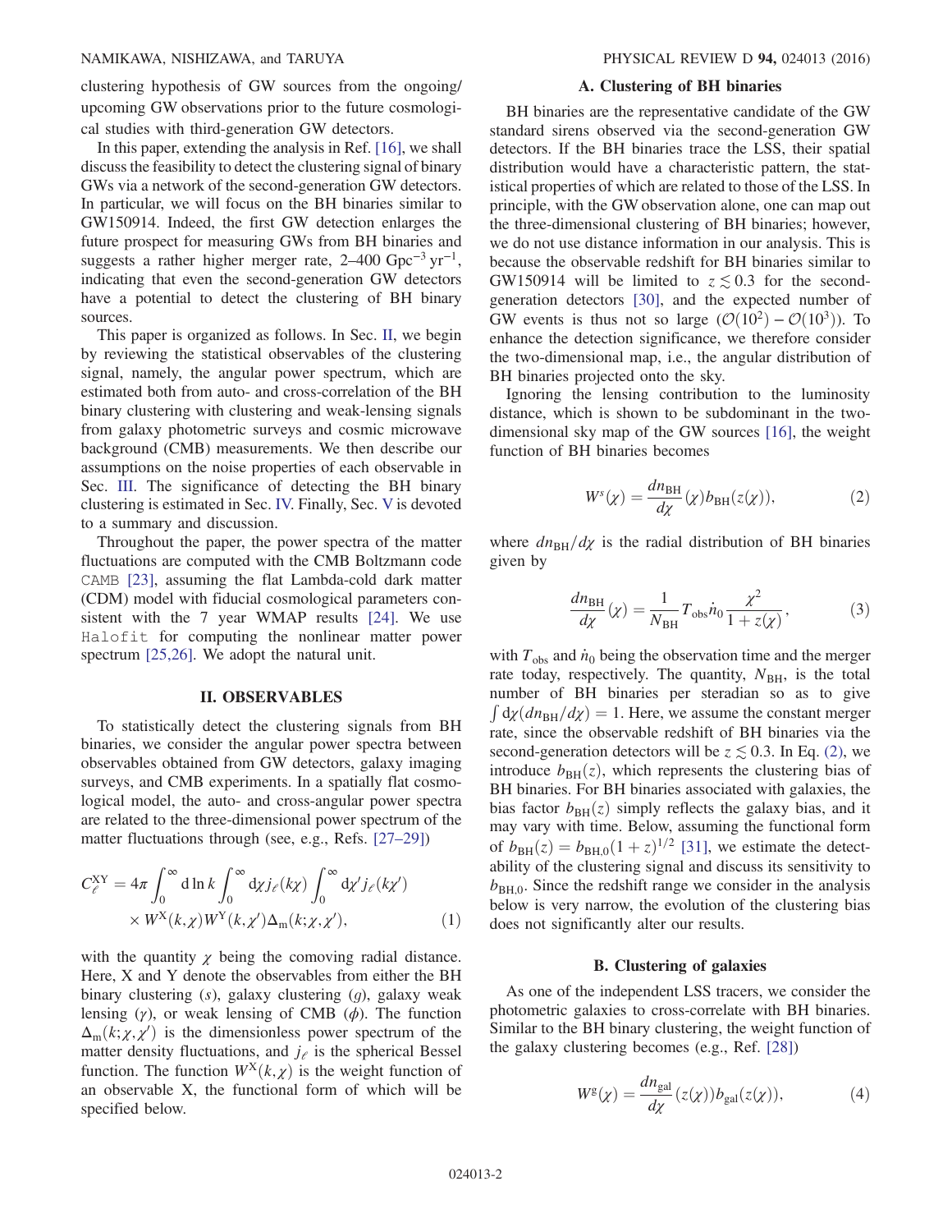clustering hypothesis of GW sources from the ongoing/upcoming GW observations prior to the future cosmological studies with third-generation GW detectors.

In this paper, extending the analysis in Ref. [16], we shall discuss the feasibility to detect the clustering signal of binary GWs via a network of the second-generation GW detectors. In particular, we will focus on the BH binaries similar to GW150914. Indeed, the first GW detection enlarges the future prospect for measuring GWs from BH binaries and suggests a rather higher merger rate, 2–400 $\mathrm{Gpc}^{-3}\,\mathrm{yr}^{-1}$, indicating that even the second-generation GW detectors have a potential to detect the clustering of BH binary sources.

This paper is organized as follows. In Sec. II, we begin by reviewing the statistical observables of the clustering signal, namely, the angular power spectrum, which are estimated both from auto- and cross-correlation of the BH binary clustering with clustering and weak-lensing signals from galaxy photometric surveys and cosmic microwave background (CMB) measurements. We then describe our assumptions on the noise properties of each observable in Sec. III. The significance of detecting the BH binary clustering is estimated in Sec. IV. Finally, Sec. V is devoted to a summary and discussion.

Throughout the paper, the power spectra of the matter fluctuations are computed with the CMB Boltzmann code CAMB [23], assuming the flat Lambda-cold dark matter (CDM) model with fiducial cosmological parameters consistent with the 7 year WMAP results [24]. We use Halofit for computing the nonlinear matter power spectrum [25,26]. We adopt the natural unit.

## II. OBSERVABLES

To statistically detect the clustering signals from BH binaries, we consider the angular power spectra between observables obtained from GW detectors, galaxy imaging surveys, and CMB experiments. In a spatially flat cosmological model, the auto- and cross-angular power spectra are related to the three-dimensional power spectrum of the matter fluctuations through (see, e.g., Refs. [27–29])

$$C_\ell^{\rm XY} = 4\pi \int_0^\infty {\rm d}\ln k \int_0^\infty {\rm d}\chi j_\ell(k\chi) \int_0^\infty {\rm d}\chi' j_\ell(k\chi') \times W^{\rm X}(k,\chi) W^{\rm Y}(k,\chi') \Delta_{\rm m}(k;\chi,\chi'), \tag{1}$$

with the quantity $\chi$ being the comoving radial distance. Here, X and Y denote the observables from either the BH binary clustering ($s$), galaxy clustering ($g$), galaxy weak lensing ($\gamma$), or weak lensing of CMB ($\phi$). The function $\Delta_{\rm m}(k;\chi,\chi')$ is the dimensionless power spectrum of the matter density fluctuations, and $j_\ell$ is the spherical Bessel function. The function $W^{\rm X}(k,\chi)$ is the weight function of an observable X, the functional form of which will be specified below.

### A. Clustering of BH binaries

BH binaries are the representative candidate of the GW standard sirens observed via the second-generation GW detectors. If the BH binaries trace the LSS, their spatial distribution would have a characteristic pattern, the statistical properties of which are related to those of the LSS. In principle, with the GW observation alone, one can map out the three-dimensional clustering of BH binaries; however, we do not use distance information in our analysis. This is because the observable redshift for BH binaries similar to GW150914 will be limited to $z \lesssim 0.3$ for the second-generation detectors [30], and the expected number of GW events is thus not so large ($\mathcal{O}(10^2) - \mathcal{O}(10^3)$). To enhance the detection significance, we therefore consider the two-dimensional map, i.e., the angular distribution of BH binaries projected onto the sky.

Ignoring the lensing contribution to the luminosity distance, which is shown to be subdominant in the two-dimensional sky map of the GW sources [16], the weight function of BH binaries becomes

$$W^s(\chi) = \frac{dn_{\rm BH}}{d\chi}(\chi) b_{\rm BH}(z(\chi)), \tag{2}$$

where $dn_{\rm BH}/d\chi$ is the radial distribution of BH binaries given by

$$\frac{dn_{\rm BH}}{d\chi}(\chi) = \frac{1}{N_{\rm BH}} T_{\rm obs} \dot{n}_0 \frac{\chi^2}{1+z(\chi)}, \tag{3}$$

with $T_{\rm obs}$ and $\dot{n}_0$ being the observation time and the merger rate today, respectively. The quantity, $N_{\rm BH}$, is the total number of BH binaries per steradian so as to give $\int {\rm d}\chi (dn_{\rm BH}/d\chi) = 1$. Here, we assume the constant merger rate, since the observable redshift of BH binaries via the second-generation detectors will be $z \lesssim 0.3$. In Eq. (2), we introduce $b_{\rm BH}(z)$, which represents the clustering bias of BH binaries. For BH binaries associated with galaxies, the bias factor $b_{\rm BH}(z)$ simply reflects the galaxy bias, and it may vary with time. Below, assuming the functional form of $b_{\rm BH}(z) = b_{\rm BH,0}(1+z)^{1/2}$ [31], we estimate the detectability of the clustering signal and discuss its sensitivity to $b_{\rm BH,0}$. Since the redshift range we consider in the analysis below is very narrow, the evolution of the clustering bias does not significantly alter our results.

### B. Clustering of galaxies

As one of the independent LSS tracers, we consider the photometric galaxies to cross-correlate with BH binaries. Similar to the BH binary clustering, the weight function of the galaxy clustering becomes (e.g., Ref. [28])

$$W^{\rm g}(\chi) = \frac{dn_{\rm gal}}{d\chi}(z(\chi)) b_{\rm gal}(z(\chi)), \tag{4}$$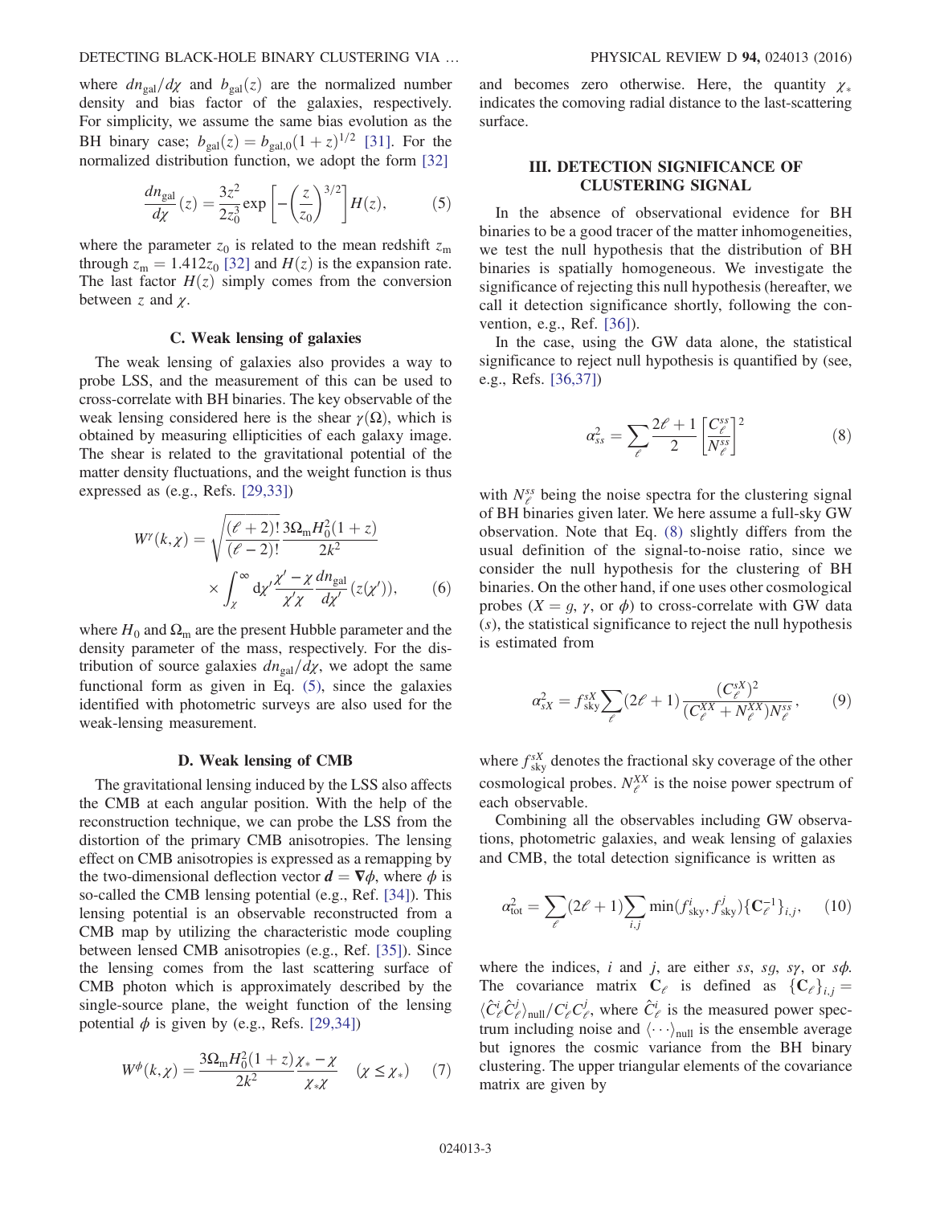where $dn_{\rm gal}/d\chi$ and $b_{\rm gal}(z)$ are the normalized number density and bias factor of the galaxies, respectively. For simplicity, we assume the same bias evolution as the BH binary case; $b_{\rm gal}(z) = b_{\rm gal,0}(1+z)^{1/2}$ [31]. For the normalized distribution function, we adopt the form [32]

$$\frac{dn_{\rm gal}}{d\chi}(z) = \frac{3z^2}{2z_0^3}\exp\left[-\left(\frac{z}{z_0}\right)^{3/2}\right]H(z), \tag{5}$$

where the parameter $z_0$ is related to the mean redshift $z_{\rm m}$ through $z_{\rm m} = 1.412 z_0$ [32] and $H(z)$ is the expansion rate. The last factor $H(z)$ simply comes from the conversion between $z$ and $\chi$.

### C. Weak lensing of galaxies

The weak lensing of galaxies also provides a way to probe LSS, and the measurement of this can be used to cross-correlate with BH binaries. The key observable of the weak lensing considered here is the shear $\gamma(\Omega)$, which is obtained by measuring ellipticities of each galaxy image. The shear is related to the gravitational potential of the matter density fluctuations, and the weight function is thus expressed as (e.g., Refs. [29,33])

$$W^{\gamma}(k,\chi) = \sqrt{\frac{(\ell+2)!}{(\ell-2)!}}\frac{3\Omega_{\rm m}H_0^2(1+z)}{2k^2} \times \int_{\chi}^{\infty} {\rm d}\chi' \frac{\chi'-\chi}{\chi'\chi}\frac{dn_{\rm gal}}{d\chi'}(z(\chi')), \tag{6}$$

where $H_0$ and $\Omega_{\rm m}$ are the present Hubble parameter and the density parameter of the mass, respectively. For the distribution of source galaxies $dn_{\rm gal}/d\chi$, we adopt the same functional form as given in Eq. (5), since the galaxies identified with photometric surveys are also used for the weak-lensing measurement.

### D. Weak lensing of CMB

The gravitational lensing induced by the LSS also affects the CMB at each angular position. With the help of the reconstruction technique, we can probe the LSS from the distortion of the primary CMB anisotropies. The lensing effect on CMB anisotropies is expressed as a remapping by the two-dimensional deflection vector $\boldsymbol{d} = \boldsymbol{\nabla}\phi$, where $\phi$ is so-called the CMB lensing potential (e.g., Ref. [34]). This lensing potential is an observable reconstructed from a CMB map by utilizing the characteristic mode coupling between lensed CMB anisotropies (e.g., Ref. [35]). Since the lensing comes from the last scattering surface of CMB photon which is approximately described by the single-source plane, the weight function of the lensing potential $\phi$ is given by (e.g., Refs. [29,34])

$$W^{\phi}(k,\chi) = \frac{3\Omega_{\rm m}H_0^2(1+z)}{2k^2}\frac{\chi_*-\chi}{\chi_*\chi} \quad (\chi \le \chi_*) \tag{7}$$

and becomes zero otherwise. Here, the quantity $\chi_*$ indicates the comoving radial distance to the last-scattering surface.

## III. DETECTION SIGNIFICANCE OF CLUSTERING SIGNAL

In the absence of observational evidence for BH binaries to be a good tracer of the matter inhomogeneities, we test the null hypothesis that the distribution of BH binaries is spatially homogeneous. We investigate the significance of rejecting this null hypothesis (hereafter, we call it detection significance shortly, following the convention, e.g., Ref. [36]).

In the case, using the GW data alone, the statistical significance to reject null hypothesis is quantified by (see, e.g., Refs. [36,37])

$$\alpha_{ss}^2 = \sum_{\ell}\frac{2\ell+1}{2}\left[\frac{C_{\ell}^{ss}}{N_{\ell}^{ss}}\right]^2 \tag{8}$$

with $N_{\ell}^{ss}$ being the noise spectra for the clustering signal of BH binaries given later. We here assume a full-sky GW observation. Note that Eq. (8) slightly differs from the usual definition of the signal-to-noise ratio, since we consider the null hypothesis for the clustering of BH binaries. On the other hand, if one uses other cosmological probes ($X = g$, $\gamma$, or $\phi$) to cross-correlate with GW data ($s$), the statistical significance to reject the null hypothesis is estimated from

$$\alpha_{sX}^2 = f_{\rm sky}^{sX}\sum_{\ell}(2\ell+1)\frac{(C_{\ell}^{sX})^2}{(C_{\ell}^{XX}+N_{\ell}^{XX})N_{\ell}^{ss}}, \tag{9}$$

where $f_{\rm sky}^{sX}$ denotes the fractional sky coverage of the other cosmological probes. $N_{\ell}^{XX}$ is the noise power spectrum of each observable.

Combining all the observables including GW observations, photometric galaxies, and weak lensing of galaxies and CMB, the total detection significance is written as

$$\alpha_{\rm tot}^2 = \sum_{\ell}(2\ell+1)\sum_{i,j}\min(f_{\rm sky}^{i}, f_{\rm sky}^{j})\{\mathbf{C}_{\ell}^{-1}\}_{i,j}, \tag{10}$$

where the indices, $i$ and $j$, are either $ss$, $sg$, $s\gamma$, or $s\phi$. The covariance matrix $\mathbf{C}_{\ell}$ is defined as $\{\mathbf{C}_{\ell}\}_{i,j} = \langle \hat{C}_{\ell}^{i}\hat{C}_{\ell}^{j}\rangle_{\rm null}/C_{\ell}^{i}C_{\ell}^{j}$, where $\hat{C}_{\ell}^{i}$ is the measured power spectrum including noise and $\langle\cdots\rangle_{\rm null}$ is the ensemble average but ignores the cosmic variance from the BH binary clustering. The upper triangular elements of the covariance matrix are given by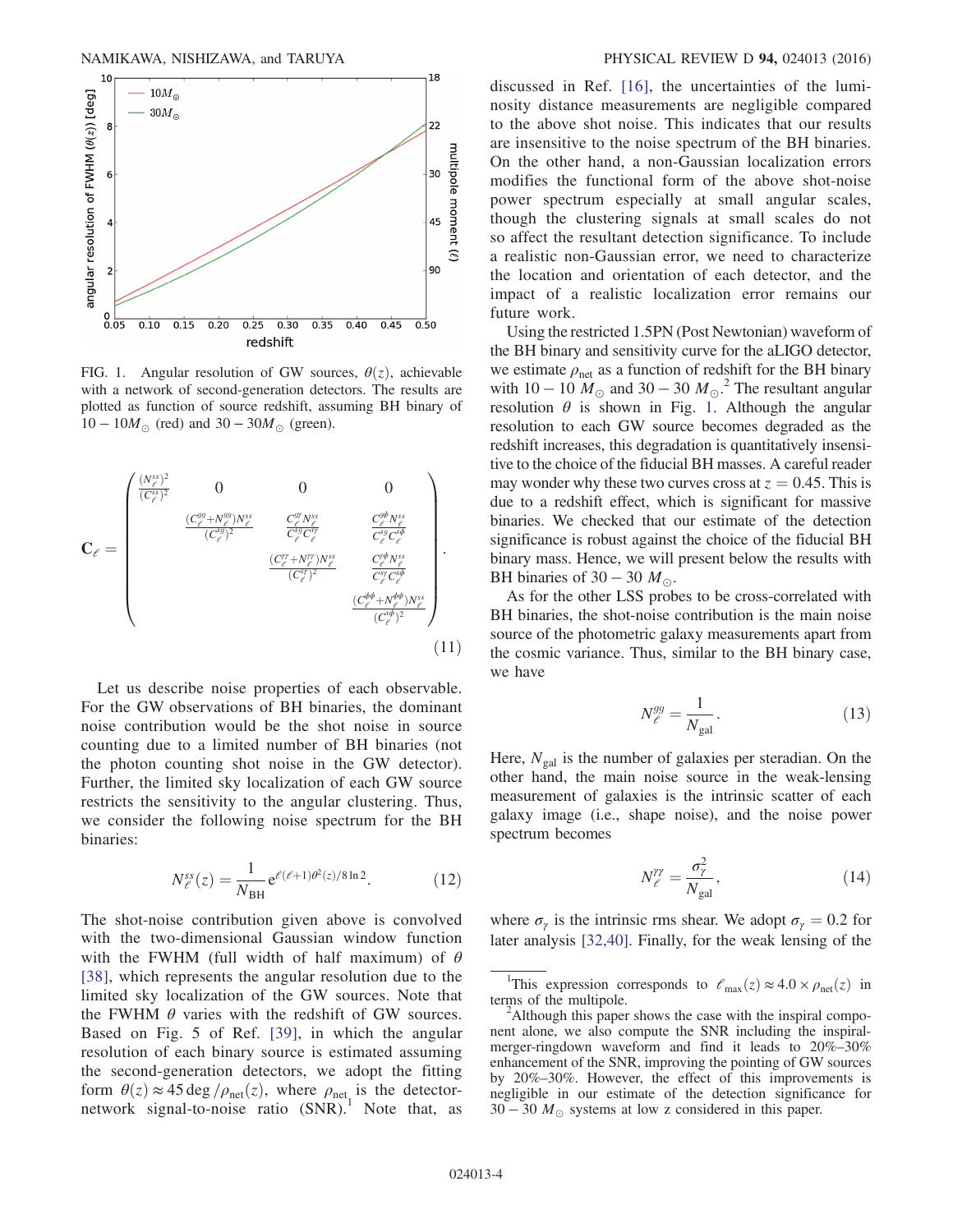FIG. 1. Angular resolution of GW sources, $\theta(z)$, achievable with a network of second-generation detectors. The results are plotted as function of source redshift, assuming BH binary of $10-10M_\odot$ (red) and $30-30M_\odot$ (green).

$$
\mathbf{C}_\ell = \begin{pmatrix} \frac{(N_\ell^{ss})^2}{(C_\ell^{ss})^2} & 0 & 0 & 0 \\ & \frac{(C_\ell^{gg}+N_\ell^{gg})N_\ell^{ss}}{(C_\ell^{sg})^2} & \frac{C_\ell^{g\gamma}N_\ell^{ss}}{C_\ell^{sg}C_\ell^{s\gamma}} & \frac{C_\ell^{g\phi}N_\ell^{ss}}{C_\ell^{sg}C_\ell^{s\phi}} \\ & & \frac{(C_\ell^{\gamma\gamma}+N_\ell^{\gamma\gamma})N_\ell^{ss}}{(C_\ell^{s\gamma})^2} & \frac{C_\ell^{\gamma\phi}N_\ell^{ss}}{C_\ell^{s\gamma}C_\ell^{s\phi}} \\ & & & \frac{(C_\ell^{\phi\phi}+N_\ell^{\phi\phi})N_\ell^{ss}}{(C_\ell^{s\phi})^2} \end{pmatrix}. \tag{11}
$$

Let us describe noise properties of each observable. For the GW observations of BH binaries, the dominant noise contribution would be the shot noise in source counting due to a limited number of BH binaries (not the photon counting shot noise in the GW detector). Further, the limited sky localization of each GW source restricts the sensitivity to the angular clustering. Thus, we consider the following noise spectrum for the BH binaries:

$$
N_\ell^{ss}(z) = \frac{1}{N_{\rm BH}} e^{\ell(\ell+1)\theta^2(z)/8\ln 2}. \tag{12}
$$

The shot-noise contribution given above is convolved with the two-dimensional Gaussian window function with the FWHM (full width of half maximum) of $\theta$ [38], which represents the angular resolution due to the limited sky localization of the GW sources. Note that the FWHM $\theta$ varies with the redshift of GW sources. Based on Fig. 5 of Ref. [39], in which the angular resolution of each binary source is estimated assuming the second-generation detectors, we adopt the fitting form $\theta(z) \approx 45\,\mathrm{deg}/\rho_{\rm net}(z)$, where $\rho_{\rm net}$ is the detector-network signal-to-noise ratio (SNR).[1] Note that, as discussed in Ref. [16], the uncertainties of the luminosity distance measurements are negligible compared to the above shot noise. This indicates that our results are insensitive to the noise spectrum of the BH binaries. On the other hand, a non-Gaussian localization errors modifies the functional form of the above shot-noise power spectrum especially at small angular scales, though the clustering signals at small scales do not so affect the resultant detection significance. To include a realistic non-Gaussian error, we need to characterize the location and orientation of each detector, and the impact of a realistic localization error remains our future work.

Using the restricted 1.5PN (Post Newtonian) waveform of the BH binary and sensitivity curve for the aLIGO detector, we estimate $\rho_{\rm net}$ as a function of redshift for the BH binary with $10-10\ M_\odot$ and $30-30\ M_\odot$.[2] The resultant angular resolution $\theta$ is shown in Fig. 1. Although the angular resolution to each GW source becomes degraded as the redshift increases, this degradation is quantitatively insensitive to the choice of the fiducial BH masses. A careful reader may wonder why these two curves cross at $z = 0.45$. This is due to a redshift effect, which is significant for massive binaries. We checked that our estimate of the detection significance is robust against the choice of the fiducial BH binary mass. Hence, we will present below the results with BH binaries of $30-30\ M_\odot$.

As for the other LSS probes to be cross-correlated with BH binaries, the shot-noise contribution is the main noise source of the photometric galaxy measurements apart from the cosmic variance. Thus, similar to the BH binary case, we have

$$
N_\ell^{gg} = \frac{1}{N_{\rm gal}}. \tag{13}
$$

Here, $N_{\rm gal}$ is the number of galaxies per steradian. On the other hand, the main noise source in the weak-lensing measurement of galaxies is the intrinsic scatter of each galaxy image (i.e., shape noise), and the noise power spectrum becomes

$$
N_\ell^{\gamma\gamma} = \frac{\sigma_\gamma^2}{N_{\rm gal}}, \tag{14}
$$

where $\sigma_\gamma$ is the intrinsic rms shear. We adopt $\sigma_\gamma = 0.2$ for later analysis [32,40]. Finally, for the weak lensing of the

[1] This expression corresponds to $\ell_{\rm max}(z) \approx 4.0 \times \rho_{\rm net}(z)$ in terms of the multipole.

[2] Although this paper shows the case with the inspiral component alone, we also compute the SNR including the inspiral-merger-ringdown waveform and find it leads to 20%–30% enhancement of the SNR, improving the pointing of GW sources by 20%–30%. However, the effect of this improvements is negligible in our estimate of the detection significance for $30-30\ M_\odot$ systems at low z considered in this paper.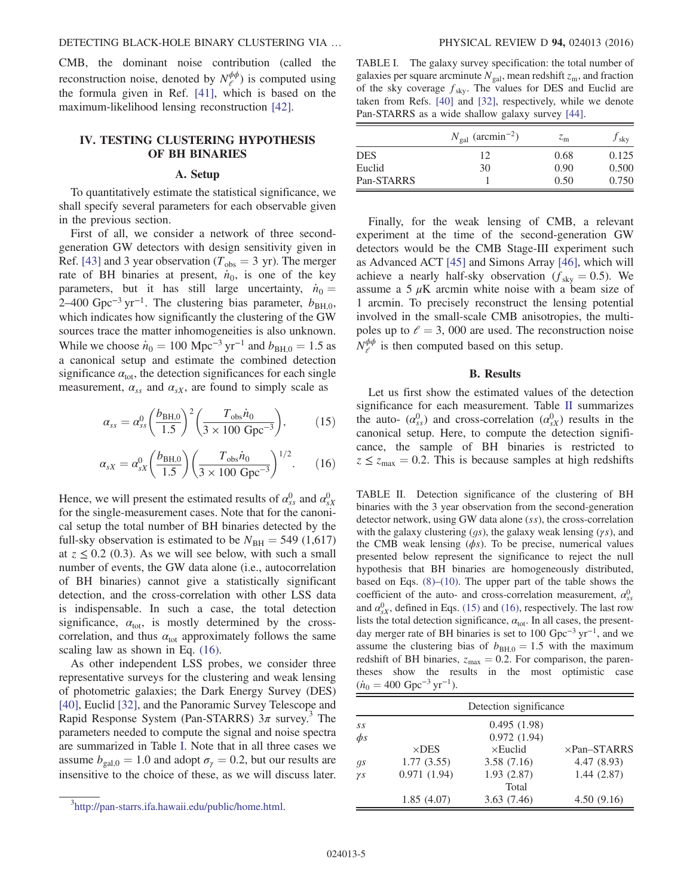CMB, the dominant noise contribution (called the reconstruction noise, denoted by $N_\ell^{\phi\phi}$) is computed using the formula given in Ref. [41], which is based on the maximum-likelihood lensing reconstruction [42].

## IV. TESTING CLUSTERING HYPOTHESIS OF BH BINARIES

### A. Setup

To quantitatively estimate the statistical significance, we shall specify several parameters for each observable given in the previous section.

First of all, we consider a network of three second-generation GW detectors with design sensitivity given in Ref. [43] and 3 year observation ($T_{\rm obs} = 3$ yr). The merger rate of BH binaries at present, $\dot{n}_0$, is one of the key parameters, but it has still large uncertainty, $\dot{n}_0 = 2$–$400\ {\rm Gpc}^{-3}\,{\rm yr}^{-1}$. The clustering bias parameter, $b_{\rm BH,0}$, which indicates how significantly the clustering of the GW sources trace the matter inhomogeneities is also unknown. While we choose $\dot{n}_0 = 100\ {\rm Mpc}^{-3}\,{\rm yr}^{-1}$ and $b_{\rm BH,0} = 1.5$ as a canonical setup and estimate the combined detection significance $\alpha_{\rm tot}$, the detection significances for each single measurement, $\alpha_{ss}$ and $\alpha_{sX}$, are found to simply scale as

$$\alpha_{ss} = \alpha_{ss}^0 \left(\frac{b_{\rm BH,0}}{1.5}\right)^2 \left(\frac{T_{\rm obs}\dot{n}_0}{3 \times 100\ {\rm Gpc}^{-3}}\right), \tag{15}$$

$$\alpha_{sX} = \alpha_{sX}^0 \left(\frac{b_{\rm BH,0}}{1.5}\right) \left(\frac{T_{\rm obs}\dot{n}_0}{3 \times 100\ {\rm Gpc}^{-3}}\right)^{1/2}. \tag{16}$$

Hence, we will present the estimated results of $\alpha_{ss}^0$ and $\alpha_{sX}^0$ for the single-measurement cases. Note that for the canonical setup the total number of BH binaries detected by the full-sky observation is estimated to be $N_{\rm BH} = 549$ (1,617) at $z \leq 0.2$ (0.3). As we will see below, with such a small number of events, the GW data alone (i.e., autocorrelation of BH binaries) cannot give a statistically significant detection, and the cross-correlation with other LSS data is indispensable. In such a case, the total detection significance, $\alpha_{\rm tot}$, is mostly determined by the cross-correlation, and thus $\alpha_{\rm tot}$ approximately follows the same scaling law as shown in Eq. (16).

As other independent LSS probes, we consider three representative surveys for the clustering and weak lensing of photometric galaxies; the Dark Energy Survey (DES) [40], Euclid [32], and the Panoramic Survey Telescope and Rapid Response System (Pan-STARRS) $3\pi$ survey.[3] The parameters needed to compute the signal and noise spectra are summarized in Table I. Note that in all three cases we assume $b_{\rm gal,0} = 1.0$ and adopt $\sigma_\gamma = 0.2$, but our results are insensitive to the choice of these, as we will discuss later.

[3] http://pan-starrs.ifa.hawaii.edu/public/home.html.

TABLE I. The galaxy survey specification: the total number of galaxies per square arcminute $N_{\rm gal}$, mean redshift $z_{\rm m}$, and fraction of the sky coverage $f_{\rm sky}$. The values for DES and Euclid are taken from Refs. [40] and [32], respectively, while we denote Pan-STARRS as a wide shallow galaxy survey [44].

| | $N_{\rm gal}$ (arcmin$^{-2}$) | $z_{\rm m}$ | $f_{\rm sky}$ |
|---|---|---|---|
| DES | 12 | 0.68 | 0.125 |
| Euclid | 30 | 0.90 | 0.500 |
| Pan-STARRS | 1 | 0.50 | 0.750 |

Finally, for the weak lensing of CMB, a relevant experiment at the time of the second-generation GW detectors would be the CMB Stage-III experiment such as Advanced ACT [45] and Simons Array [46], which will achieve a nearly half-sky observation ($f_{\rm sky} = 0.5$). We assume a 5 $\mu$K arcmin white noise with a beam size of 1 arcmin. To precisely reconstruct the lensing potential involved in the small-scale CMB anisotropies, the multipoles up to $\ell = 3{,}000$ are used. The reconstruction noise $N_\ell^{\phi\phi}$ is then computed based on this setup.

### B. Results

Let us first show the estimated values of the detection significance for each measurement. Table II summarizes the auto- ($\alpha_{ss}^0$) and cross-correlation ($\alpha_{sX}^0$) results in the canonical setup. Here, to compute the detection significance, the sample of BH binaries is restricted to $z \leq z_{\rm max} = 0.2$. This is because samples at high redshifts

TABLE II. Detection significance of the clustering of BH binaries with the 3 year observation from the second-generation detector network, using GW data alone ($ss$), the cross-correlation with the galaxy clustering ($gs$), the galaxy weak lensing ($\gamma s$), and the CMB weak lensing ($\phi s$). To be precise, numerical values presented below represent the significance to reject the null hypothesis that BH binaries are homogeneously distributed, based on Eqs. (8)–(10). The upper part of the table shows the coefficient of the auto- and cross-correlation measurement, $\alpha_{ss}^0$ and $\alpha_{sX}^0$, defined in Eqs. (15) and (16), respectively. The last row lists the total detection significance, $\alpha_{\rm tot}$. In all cases, the present-day merger rate of BH binaries is set to $100\ {\rm Gpc}^{-3}\,{\rm yr}^{-1}$, and we assume the clustering bias of $b_{\rm BH,0} = 1.5$ with the maximum redshift of BH binaries, $z_{\rm max} = 0.2$. For comparison, the parentheses show the results in the most optimistic case ($\dot{n}_0 = 400\ {\rm Gpc}^{-3}\,{\rm yr}^{-1}$).

| | Detection significance | | |
|---|---|---|---|
| $ss$ | | 0.495 (1.98) | |
| $\phi s$ | | 0.972 (1.94) | |
| | ×DES | ×Euclid | ×Pan–STARRS |
| $gs$ | 1.77 (3.55) | 3.58 (7.16) | 4.47 (8.93) |
| $\gamma s$ | 0.971 (1.94) | 1.93 (2.87) | 1.44 (2.87) |
| | | Total | |
| | 1.85 (4.07) | 3.63 (7.46) | 4.50 (9.16) |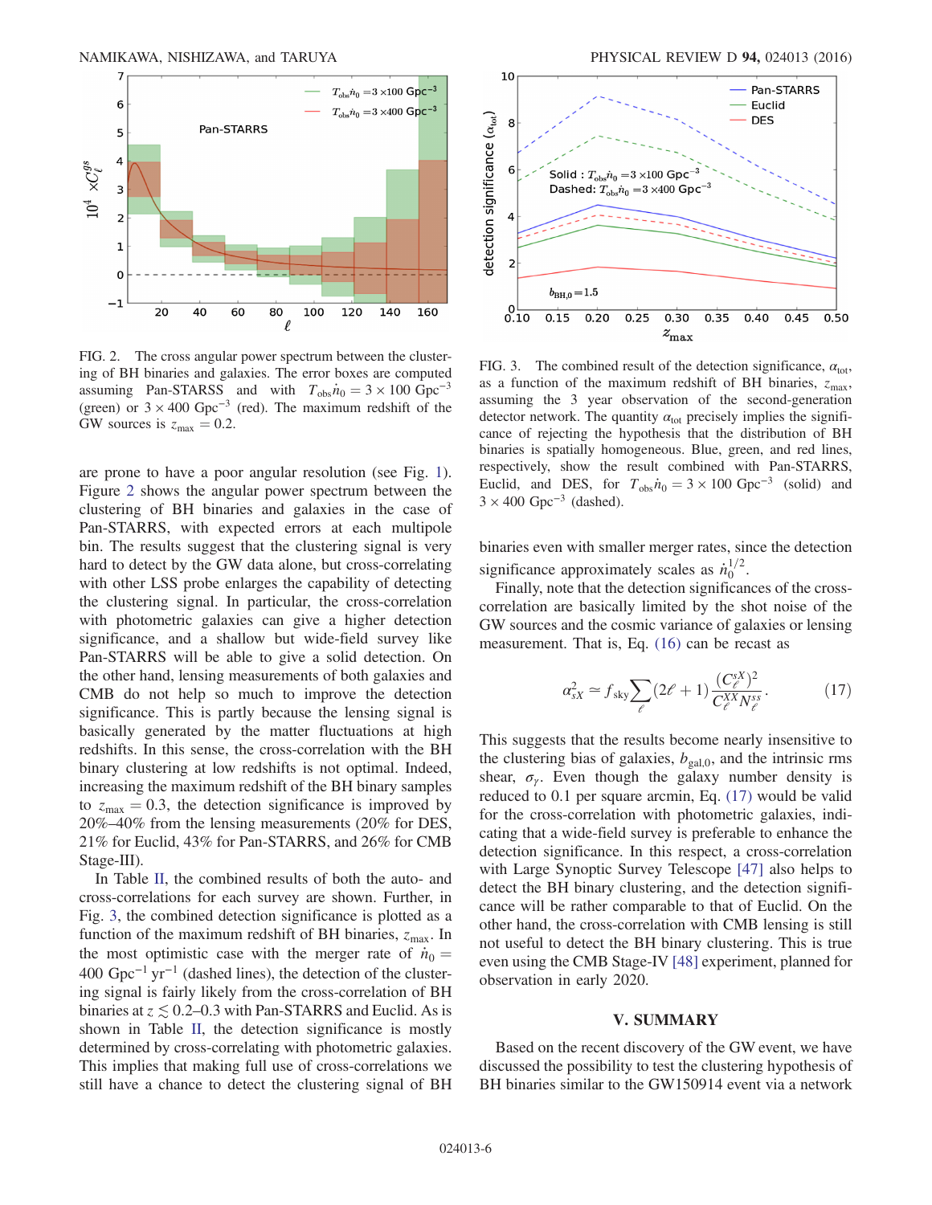FIG. 2. The cross angular power spectrum between the clustering of BH binaries and galaxies. The error boxes are computed assuming Pan-STARSS and with $T_{\rm obs}\dot{n}_0 = 3 \times 100\ {\rm Gpc}^{-3}$ (green) or $3 \times 400\ {\rm Gpc}^{-3}$ (red). The maximum redshift of the GW sources is $z_{\rm max} = 0.2$.

FIG. 3. The combined result of the detection significance, $\alpha_{\rm tot}$, as a function of the maximum redshift of BH binaries, $z_{\rm max}$, assuming the 3 year observation of the second-generation detector network. The quantity $\alpha_{\rm tot}$ precisely implies the significance of rejecting the hypothesis that the distribution of BH binaries is spatially homogeneous. Blue, green, and red lines, respectively, show the result combined with Pan-STARRS, Euclid, and DES, for $T_{\rm obs}\dot{n}_0 = 3 \times 100\ {\rm Gpc}^{-3}$ (solid) and $3 \times 400\ {\rm Gpc}^{-3}$ (dashed).

are prone to have a poor angular resolution (see Fig. 1). Figure 2 shows the angular power spectrum between the clustering of BH binaries and galaxies in the case of Pan-STARRS, with expected errors at each multipole bin. The results suggest that the clustering signal is very hard to detect by the GW data alone, but cross-correlating with other LSS probe enlarges the capability of detecting the clustering signal. In particular, the cross-correlation with photometric galaxies can give a higher detection significance, and a shallow but wide-field survey like Pan-STARRS will be able to give a solid detection. On the other hand, lensing measurements of both galaxies and CMB do not help so much to improve the detection significance. This is partly because the lensing signal is basically generated by the matter fluctuations at high redshifts. In this sense, the cross-correlation with the BH binary clustering at low redshifts is not optimal. Indeed, increasing the maximum redshift of the BH binary samples to $z_{\rm max} = 0.3$, the detection significance is improved by 20%–40% from the lensing measurements (20% for DES, 21% for Euclid, 43% for Pan-STARRS, and 26% for CMB Stage-III).

In Table II, the combined results of both the auto- and cross-correlations for each survey are shown. Further, in Fig. 3, the combined detection significance is plotted as a function of the maximum redshift of BH binaries, $z_{\rm max}$. In the most optimistic case with the merger rate of $\dot{n}_0 = 400\ {\rm Gpc}^{-1}\ {\rm yr}^{-1}$ (dashed lines), the detection of the clustering signal is fairly likely from the cross-correlation of BH binaries at $z \lesssim 0.2$–$0.3$ with Pan-STARRS and Euclid. As is shown in Table II, the detection significance is mostly determined by cross-correlating with photometric galaxies. This implies that making full use of cross-correlations we still have a chance to detect the clustering signal of BH binaries even with smaller merger rates, since the detection significance approximately scales as $\dot{n}_0^{1/2}$.

Finally, note that the detection significances of the cross-correlation are basically limited by the shot noise of the GW sources and the cosmic variance of galaxies or lensing measurement. That is, Eq. (16) can be recast as

$$\alpha_{sX}^2 \simeq f_{\rm sky} \sum_{\ell} (2\ell + 1) \frac{(C_\ell^{sX})^2}{C_\ell^{XX} N_\ell^{ss}}. \qquad (17)$$

This suggests that the results become nearly insensitive to the clustering bias of galaxies, $b_{\rm gal,0}$, and the intrinsic rms shear, $\sigma_\gamma$. Even though the galaxy number density is reduced to 0.1 per square arcmin, Eq. (17) would be valid for the cross-correlation with photometric galaxies, indicating that a wide-field survey is preferable to enhance the detection significance. In this respect, a cross-correlation with Large Synoptic Survey Telescope [47] also helps to detect the BH binary clustering, and the detection significance will be rather comparable to that of Euclid. On the other hand, the cross-correlation with CMB lensing is still not useful to detect the BH binary clustering. This is true even using the CMB Stage-IV [48] experiment, planned for observation in early 2020.

## V. SUMMARY

Based on the recent discovery of the GW event, we have discussed the possibility to test the clustering hypothesis of BH binaries similar to the GW150914 event via a network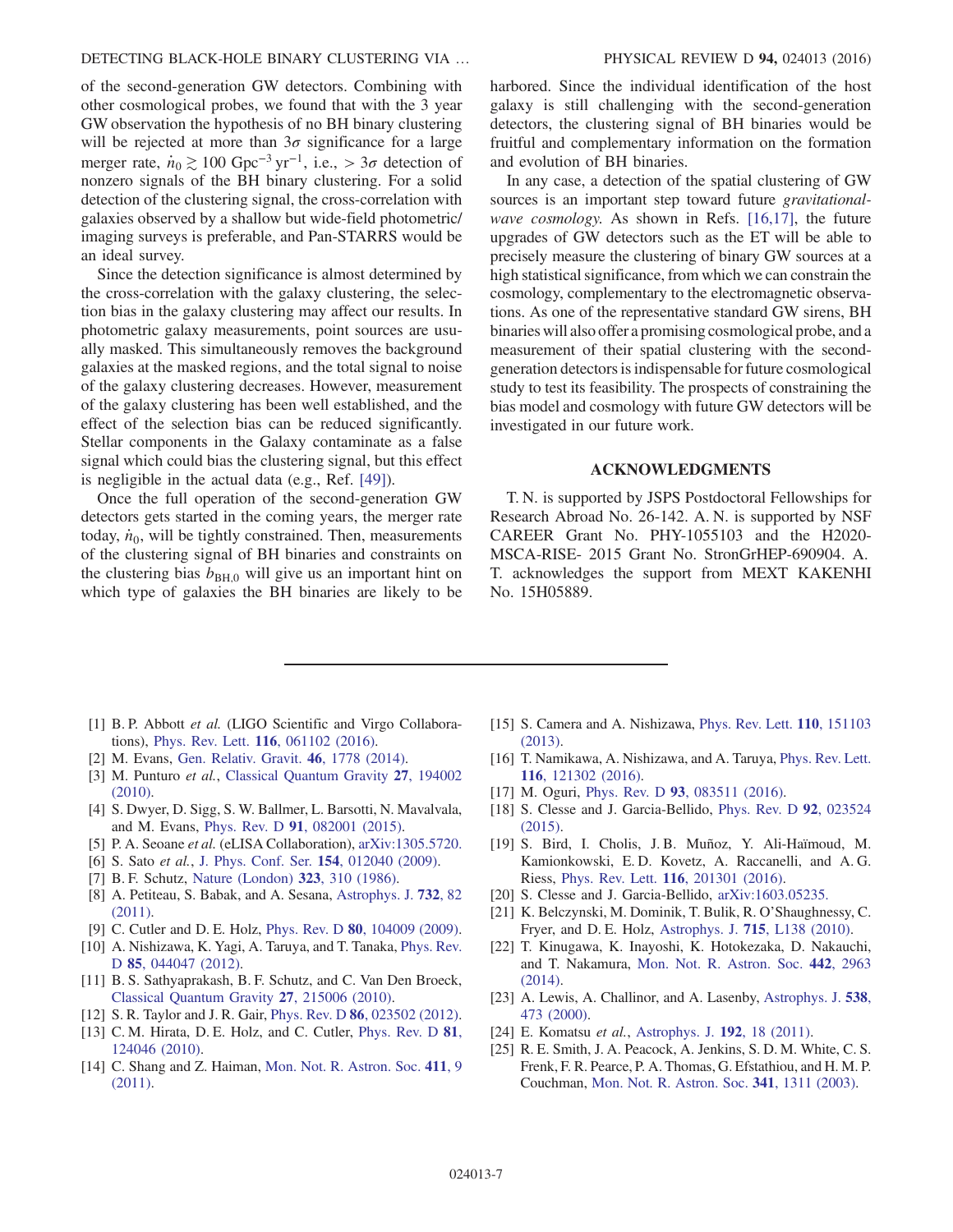of the second-generation GW detectors. Combining with other cosmological probes, we found that with the 3 year GW observation the hypothesis of no BH binary clustering will be rejected at more than $3\sigma$ significance for a large merger rate, $\dot{n}_0 \gtrsim 100\ \mathrm{Gpc}^{-3}\,\mathrm{yr}^{-1}$, i.e., $> 3\sigma$ detection of nonzero signals of the BH binary clustering. For a solid detection of the clustering signal, the cross-correlation with galaxies observed by a shallow but wide-field photometric/imaging surveys is preferable, and Pan-STARRS would be an ideal survey.

Since the detection significance is almost determined by the cross-correlation with the galaxy clustering, the selection bias in the galaxy clustering may affect our results. In photometric galaxy measurements, point sources are usually masked. This simultaneously removes the background galaxies at the masked regions, and the total signal to noise of the galaxy clustering decreases. However, measurement of the galaxy clustering has been well established, and the effect of the selection bias can be reduced significantly. Stellar components in the Galaxy contaminate as a false signal which could bias the clustering signal, but this effect is negligible in the actual data (e.g., Ref. [49]).

Once the full operation of the second-generation GW detectors gets started in the coming years, the merger rate today, $\dot{n}_0$, will be tightly constrained. Then, measurements of the clustering signal of BH binaries and constraints on the clustering bias $b_{\mathrm{BH},0}$ will give us an important hint on which type of galaxies the BH binaries are likely to be harbored. Since the individual identification of the host galaxy is still challenging with the second-generation detectors, the clustering signal of BH binaries would be fruitful and complementary information on the formation and evolution of BH binaries.

In any case, a detection of the spatial clustering of GW sources is an important step toward future *gravitational-wave cosmology*. As shown in Refs. [16,17], the future upgrades of GW detectors such as the ET will be able to precisely measure the clustering of binary GW sources at a high statistical significance, from which we can constrain the cosmology, complementary to the electromagnetic observations. As one of the representative standard GW sirens, BH binaries will also offer a promising cosmological probe, and a measurement of their spatial clustering with the second-generation detectors is indispensable for future cosmological study to test its feasibility. The prospects of constraining the bias model and cosmology with future GW detectors will be investigated in our future work.

## ACKNOWLEDGMENTS

T. N. is supported by JSPS Postdoctoral Fellowships for Research Abroad No. 26-142. A. N. is supported by NSF CAREER Grant No. PHY-1055103 and the H2020-MSCA-RISE- 2015 Grant No. StronGrHEP-690904. A. T. acknowledges the support from MEXT KAKENHI No. 15H05889.

---

[1] B. P. Abbott *et al.* (LIGO Scientific and Virgo Collaborations), Phys. Rev. Lett. **116**, 061102 (2016).
[2] M. Evans, Gen. Relativ. Gravit. **46**, 1778 (2014).
[3] M. Punturo *et al.*, Classical Quantum Gravity **27**, 194002 (2010).
[4] S. Dwyer, D. Sigg, S. W. Ballmer, L. Barsotti, N. Mavalvala, and M. Evans, Phys. Rev. D **91**, 082001 (2015).
[5] P. A. Seoane *et al.* (eLISA Collaboration), arXiv:1305.5720.
[6] S. Sato *et al.*, J. Phys. Conf. Ser. **154**, 012040 (2009).
[7] B. F. Schutz, Nature (London) **323**, 310 (1986).
[8] A. Petiteau, S. Babak, and A. Sesana, Astrophys. J. **732**, 82 (2011).
[9] C. Cutler and D. E. Holz, Phys. Rev. D **80**, 104009 (2009).
[10] A. Nishizawa, K. Yagi, A. Taruya, and T. Tanaka, Phys. Rev. D **85**, 044047 (2012).
[11] B. S. Sathyaprakash, B. F. Schutz, and C. Van Den Broeck, Classical Quantum Gravity **27**, 215006 (2010).
[12] S. R. Taylor and J. R. Gair, Phys. Rev. D **86**, 023502 (2012).
[13] C. M. Hirata, D. E. Holz, and C. Cutler, Phys. Rev. D **81**, 124046 (2010).
[14] C. Shang and Z. Haiman, Mon. Not. R. Astron. Soc. **411**, 9 (2011).
[15] S. Camera and A. Nishizawa, Phys. Rev. Lett. **110**, 151103 (2013).
[16] T. Namikawa, A. Nishizawa, and A. Taruya, Phys. Rev. Lett. **116**, 121302 (2016).
[17] M. Oguri, Phys. Rev. D **93**, 083511 (2016).
[18] S. Clesse and J. Garcia-Bellido, Phys. Rev. D **92**, 023524 (2015).
[19] S. Bird, I. Cholis, J. B. Muñoz, Y. Ali-Haïmoud, M. Kamionkowski, E. D. Kovetz, A. Raccanelli, and A. G. Riess, Phys. Rev. Lett. **116**, 201301 (2016).
[20] S. Clesse and J. Garcia-Bellido, arXiv:1603.05235.
[21] K. Belczynski, M. Dominik, T. Bulik, R. O'Shaughnessy, C. Fryer, and D. E. Holz, Astrophys. J. **715**, L138 (2010).
[22] T. Kinugawa, K. Inayoshi, K. Hotokezaka, D. Nakauchi, and T. Nakamura, Mon. Not. R. Astron. Soc. **442**, 2963 (2014).
[23] A. Lewis, A. Challinor, and A. Lasenby, Astrophys. J. **538**, 473 (2000).
[24] E. Komatsu *et al.*, Astrophys. J. **192**, 18 (2011).
[25] R. E. Smith, J. A. Peacock, A. Jenkins, S. D. M. White, C. S. Frenk, F. R. Pearce, P. A. Thomas, G. Efstathiou, and H. M. P. Couchman, Mon. Not. R. Astron. Soc. **341**, 1311 (2003).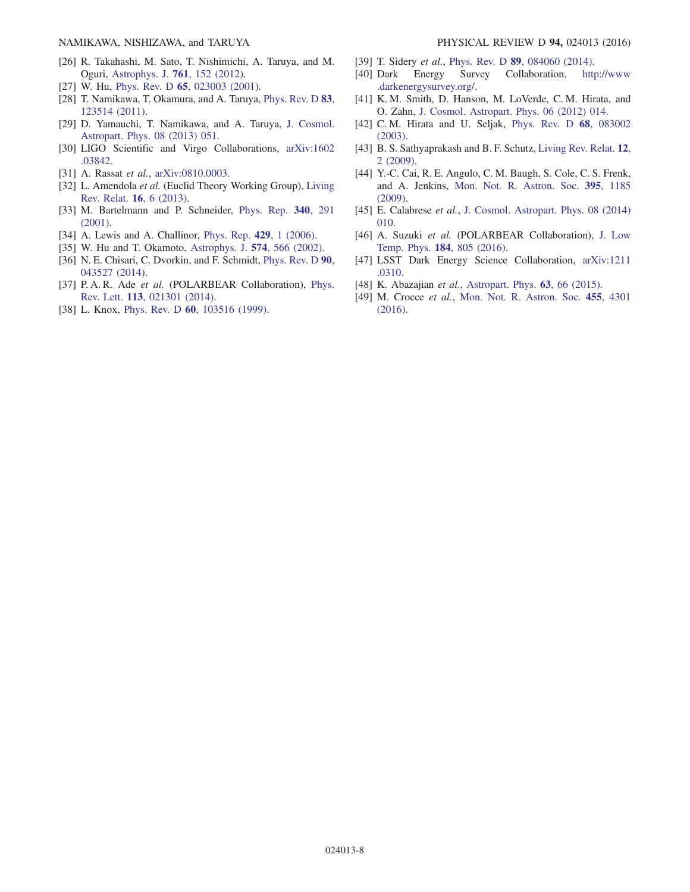[26] R. Takahashi, M. Sato, T. Nishimichi, A. Taruya, and M. Oguri, Astrophys. J. **761**, 152 (2012).

[27] W. Hu, Phys. Rev. D **65**, 023003 (2001).

[28] T. Namikawa, T. Okamura, and A. Taruya, Phys. Rev. D **83**, 123514 (2011).

[29] D. Yamauchi, T. Namikawa, and A. Taruya, J. Cosmol. Astropart. Phys. 08 (2013) 051.

[30] LIGO Scientific and Virgo Collaborations, arXiv:1602.03842.

[31] A. Rassat *et al.*, arXiv:0810.0003.

[32] L. Amendola *et al.* (Euclid Theory Working Group), Living Rev. Relat. **16**, 6 (2013).

[33] M. Bartelmann and P. Schneider, Phys. Rep. **340**, 291 (2001).

[34] A. Lewis and A. Challinor, Phys. Rep. **429**, 1 (2006).

[35] W. Hu and T. Okamoto, Astrophys. J. **574**, 566 (2002).

[36] N. E. Chisari, C. Dvorkin, and F. Schmidt, Phys. Rev. D **90**, 043527 (2014).

[37] P. A. R. Ade *et al.* (POLARBEAR Collaboration), Phys. Rev. Lett. **113**, 021301 (2014).

[38] L. Knox, Phys. Rev. D **60**, 103516 (1999).

[39] T. Sidery *et al.*, Phys. Rev. D **89**, 084060 (2014).

[40] Dark Energy Survey Collaboration, http://www.darkenergysurvey.org/.

[41] K. M. Smith, D. Hanson, M. LoVerde, C. M. Hirata, and O. Zahn, J. Cosmol. Astropart. Phys. 06 (2012) 014.

[42] C. M. Hirata and U. Seljak, Phys. Rev. D **68**, 083002 (2003).

[43] B. S. Sathyaprakash and B. F. Schutz, Living Rev. Relat. **12**, 2 (2009).

[44] Y.-C. Cai, R. E. Angulo, C. M. Baugh, S. Cole, C. S. Frenk, and A. Jenkins, Mon. Not. R. Astron. Soc. **395**, 1185 (2009).

[45] E. Calabrese *et al.*, J. Cosmol. Astropart. Phys. 08 (2014) 010.

[46] A. Suzuki *et al.* (POLARBEAR Collaboration), J. Low Temp. Phys. **184**, 805 (2016).

[47] LSST Dark Energy Science Collaboration, arXiv:1211.0310.

[48] K. Abazajian *et al.*, Astropart. Phys. **63**, 66 (2015).

[49] M. Crocce *et al.*, Mon. Not. R. Astron. Soc. **455**, 4301 (2016).